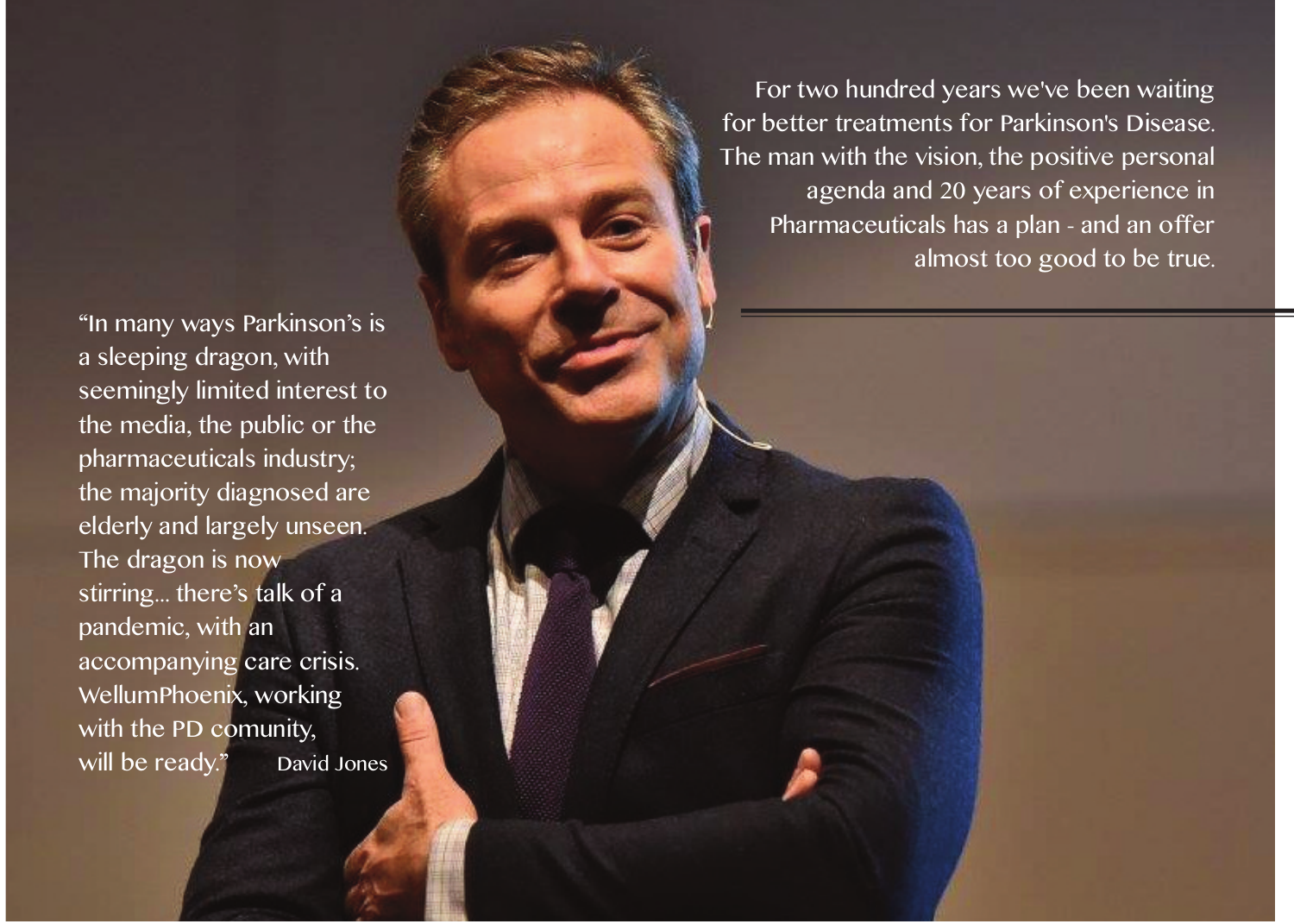For two hundred years we've been waiting for better treatments for Parkinson's Disease. The man with the vision, the positive personal agenda and 20 years of experience in Pharmaceuticals has a plan - and an offer almost too good to be true.

---

"In many ways Parkinson's is a sleeping dragon, with seemingly limited interest to the media, the public or the pharmaceuticals industry; the majority diagnosed are elderly and largely unseen. The dragon is now stirring... there's talk of a pandemic, with an accompanying care crisis. WellumPhoenix, working with the PD comunity, will be ready." David Jones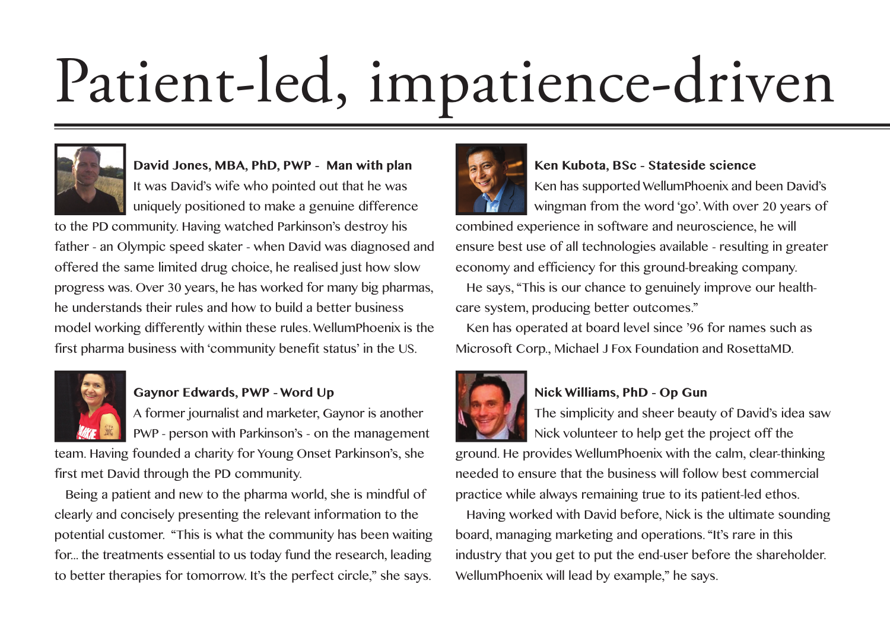# Patient-led, impatience-driven

**David Jones, MBA, PhD, PWP - Man with plan**

It was David's wife who pointed out that he was uniquely positioned to make a genuine difference to the PD community. Having watched Parkinson's destroy his father - an Olympic speed skater - when David was diagnosed and offered the same limited drug choice, he realised just how slow progress was. Over 30 years, he has worked for many big pharmas, he understands their rules and how to build a better business model working differently within these rules. WellumPhoenix is the first pharma business with 'community benefit status' in the US.

**Gaynor Edwards, PWP - Word Up**

A former journalist and marketer, Gaynor is another PWP - person with Parkinson's - on the management team. Having founded a charity for Young Onset Parkinson's, she first met David through the PD community.

Being a patient and new to the pharma world, she is mindful of clearly and concisely presenting the relevant information to the potential customer. "This is what the community has been waiting for... the treatments essential to us today fund the research, leading to better therapies for tomorrow. It's the perfect circle," she says.

**Ken Kubota, BSc - Stateside science**

Ken has supported WellumPhoenix and been David's wingman from the word 'go'. With over 20 years of combined experience in software and neuroscience, he will ensure best use of all technologies available - resulting in greater economy and efficiency for this ground-breaking company.

He says, "This is our chance to genuinely improve our health-care system, producing better outcomes."

Ken has operated at board level since '96 for names such as Microsoft Corp., Michael J Fox Foundation and RosettaMD.

**Nick Williams, PhD - Op Gun**

The simplicity and sheer beauty of David's idea saw Nick volunteer to help get the project off the ground. He provides WellumPhoenix with the calm, clear-thinking needed to ensure that the business will follow best commercial practice while always remaining true to its patient-led ethos.

Having worked with David before, Nick is the ultimate sounding board, managing marketing and operations. "It's rare in this industry that you get to put the end-user before the shareholder. WellumPhoenix will lead by example," he says.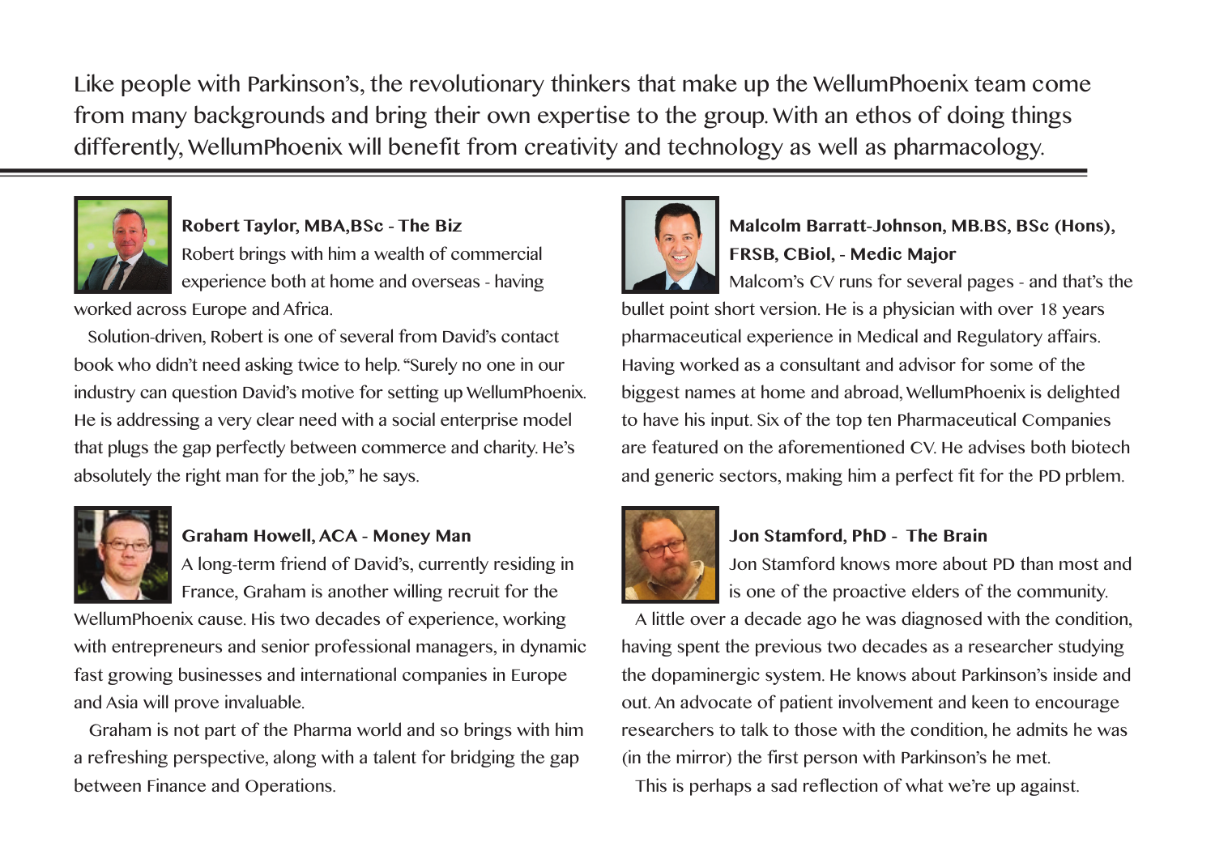Like people with Parkinson's, the revolutionary thinkers that make up the WellumPhoenix team come from many backgrounds and bring their own expertise to the group. With an ethos of doing things differently, WellumPhoenix will benefit from creativity and technology as well as pharmacology.

---

**Robert Taylor, MBA,BSc - The Biz**

Robert brings with him a wealth of commercial experience both at home and overseas - having worked across Europe and Africa.

Solution-driven, Robert is one of several from David's contact book who didn't need asking twice to help. "Surely no one in our industry can question David's motive for setting up WellumPhoenix. He is addressing a very clear need with a social enterprise model that plugs the gap perfectly between commerce and charity. He's absolutely the right man for the job," he says.

**Graham Howell, ACA - Money Man**

A long-term friend of David's, currently residing in France, Graham is another willing recruit for the WellumPhoenix cause. His two decades of experience, working with entrepreneurs and senior professional managers, in dynamic fast growing businesses and international companies in Europe and Asia will prove invaluable.

Graham is not part of the Pharma world and so brings with him a refreshing perspective, along with a talent for bridging the gap between Finance and Operations.

**Malcolm Barratt-Johnson, MB.BS, BSc (Hons), FRSB, CBiol, - Medic Major**

Malcom's CV runs for several pages - and that's the bullet point short version. He is a physician with over 18 years pharmaceutical experience in Medical and Regulatory affairs. Having worked as a consultant and advisor for some of the biggest names at home and abroad, WellumPhoenix is delighted to have his input. Six of the top ten Pharmaceutical Companies are featured on the aforementioned CV. He advises both biotech and generic sectors, making him a perfect fit for the PD prblem.

**Jon Stamford, PhD - The Brain**

Jon Stamford knows more about PD than most and is one of the proactive elders of the community.

A little over a decade ago he was diagnosed with the condition, having spent the previous two decades as a researcher studying the dopaminergic system. He knows about Parkinson's inside and out. An advocate of patient involvement and keen to encourage researchers to talk to those with the condition, he admits he was (in the mirror) the first person with Parkinson's he met.

This is perhaps a sad reflection of what we're up against.